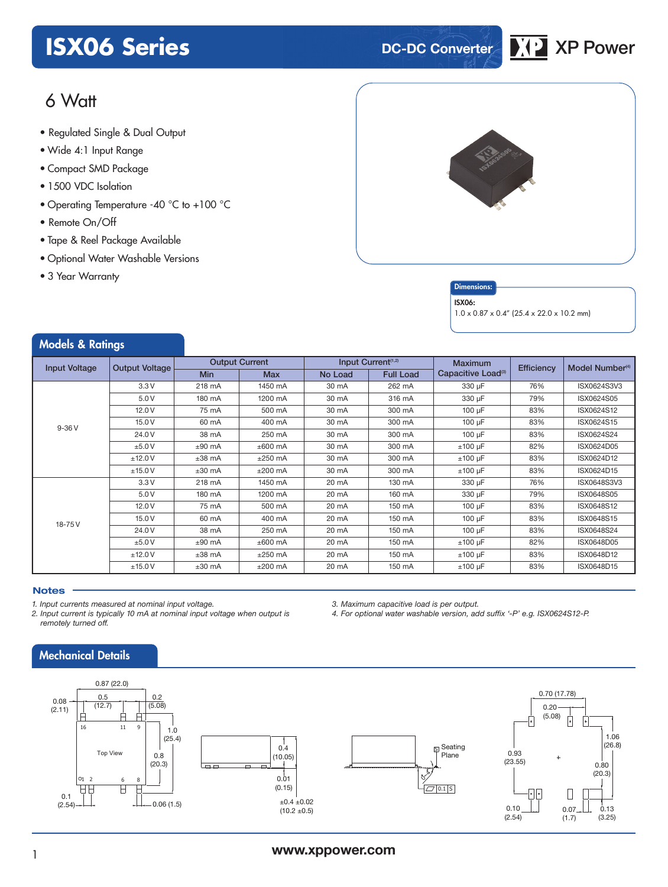# ISX06 Series

DC-DC Converter

XP Power

## 6 Watt

- Regulated Single & Dual Output
- Wide 4:1 Input Range
- Compact SMD Package
- 1500 VDC Isolation
- Operating Temperature -40 °C to +100 °C
- Remote On/Off
- Tape & Reel Package Available
- Optional Water Washable Versions
- 3 Year Warranty

**Dimensions:**

**ISX06:**
1.0 x 0.87 x 0.4" (25.4 x 22.0 x 10.2 mm)

## Models & Ratings

| Input Voltage | Output Voltage | Output Current | | Input Current[1,2] | | Maximum Capacitive Load[3] | Efficiency | Model Number[4] |
|---|---|---|---|---|---|---|---|---|
| | | Min | Max | No Load | Full Load | | | |
| 9-36 V | 3.3 V | 218 mA | 1450 mA | 30 mA | 262 mA | 330 µF | 76% | ISX0624S3V3 |
| | 5.0 V | 180 mA | 1200 mA | 30 mA | 316 mA | 330 µF | 79% | ISX0624S05 |
| | 12.0 V | 75 mA | 500 mA | 30 mA | 300 mA | 100 µF | 83% | ISX0624S12 |
| | 15.0 V | 60 mA | 400 mA | 30 mA | 300 mA | 100 µF | 83% | ISX0624S15 |
| | 24.0 V | 38 mA | 250 mA | 30 mA | 300 mA | 100 µF | 83% | ISX0624S24 |
| | ±5.0 V | ±90 mA | ±600 mA | 30 mA | 300 mA | ±100 µF | 82% | ISX0624D05 |
| | ±12.0 V | ±38 mA | ±250 mA | 30 mA | 300 mA | ±100 µF | 83% | ISX0624D12 |
| | ±15.0 V | ±30 mA | ±200 mA | 30 mA | 300 mA | ±100 µF | 83% | ISX0624D15 |
| 18-75 V | 3.3 V | 218 mA | 1450 mA | 20 mA | 130 mA | 330 µF | 76% | ISX0648S3V3 |
| | 5.0 V | 180 mA | 1200 mA | 20 mA | 160 mA | 330 µF | 79% | ISX0648S05 |
| | 12.0 V | 75 mA | 500 mA | 20 mA | 150 mA | 100 µF | 83% | ISX0648S12 |
| | 15.0 V | 60 mA | 400 mA | 20 mA | 150 mA | 100 µF | 83% | ISX0648S15 |
| | 24.0 V | 38 mA | 250 mA | 20 mA | 150 mA | 100 µF | 83% | ISX0648S24 |
| | ±5.0 V | ±90 mA | ±600 mA | 20 mA | 150 mA | ±100 µF | 82% | ISX0648D05 |
| | ±12.0 V | ±38 mA | ±250 mA | 20 mA | 150 mA | ±100 µF | 83% | ISX0648D12 |
| | ±15.0 V | ±30 mA | ±200 mA | 20 mA | 150 mA | ±100 µF | 83% | ISX0648D15 |

### Notes

1. *Input currents measured at nominal input voltage.*
2. *Input current is typically 10 mA at nominal input voltage when output is remotely turned off.*
3. *Maximum capacitive load is per output.*
4. *For optional water washable version, add suffix '-P' e.g. ISX0624S12-P.*

## Mechanical Details

0.87 (22.0)
0.08 (2.11)
0.5 (12.7)
0.2 (5.08)
1.0 (25.4)
0.8 (20.3)
Top View
16 11 9
1 2 6 8
0.1 (2.54)
0.06 (1.5)
0.4 (10.05)
0.01 (0.15)
±0.4 ±0.02 (10.2 ±0.5)
Seating Plane
0.1 S
0.70 (17.78)
0.20 (5.08)
1.06 (26.8)
0.93 (23.55)
0.80 (20.3)
0.10 (2.54)
0.07 (1.7)
0.13 (3.25)

www.xppower.com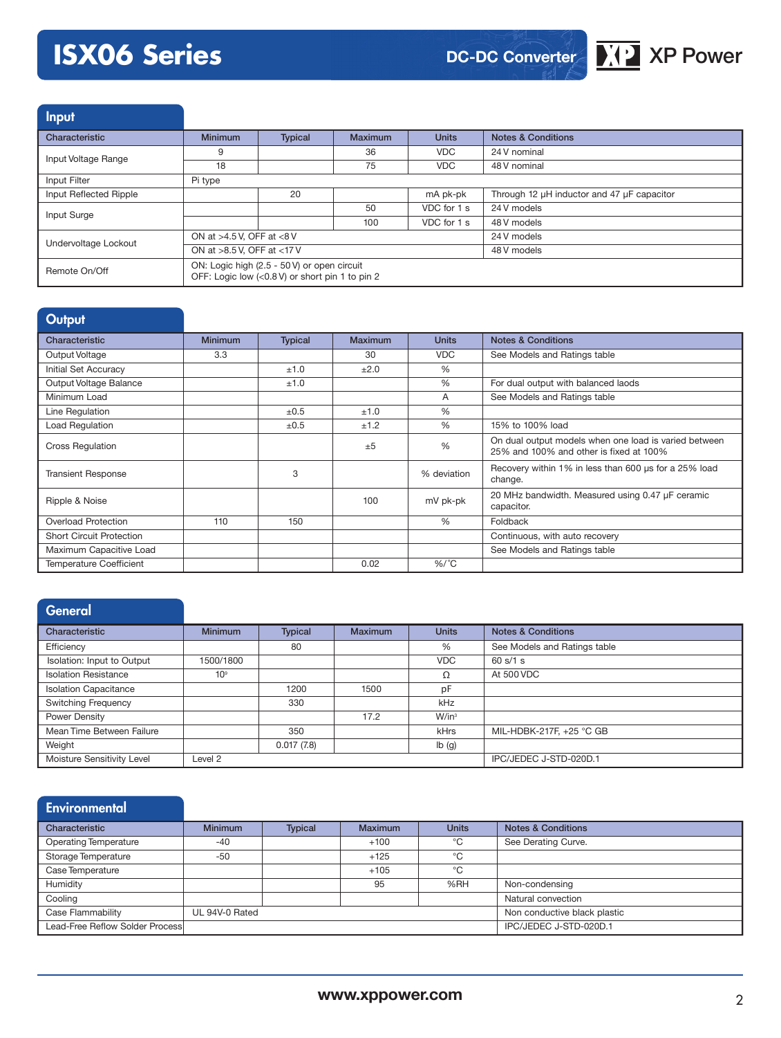# ISX06 Series

DC-DC Converter

## Input

| Characteristic | Minimum | Typical | Maximum | Units | Notes & Conditions |
|---|---|---|---|---|---|
| Input Voltage Range | 9 | | 36 | VDC | 24 V nominal |
| | 18 | | 75 | VDC | 48 V nominal |
| Input Filter | Pi type | | | | |
| Input Reflected Ripple | | 20 | | mA pk-pk | Through 12 µH inductor and 47 µF capacitor |
| Input Surge | | | 50 | VDC for 1 s | 24 V models |
| | | | 100 | VDC for 1 s | 48 V models |
| Undervoltage Lockout | ON at >4.5 V, OFF at <8 V | | | | 24 V models |
| | ON at >8.5 V, OFF at <17 V | | | | 48 V models |
| Remote On/Off | ON: Logic high (2.5 - 50 V) or open circuit<br>OFF: Logic low (<0.8 V) or short pin 1 to pin 2 | | | | |

## Output

| Characteristic | Minimum | Typical | Maximum | Units | Notes & Conditions |
|---|---|---|---|---|---|
| Output Voltage | 3.3 | | 30 | VDC | See Models and Ratings table |
| Initial Set Accuracy | | ±1.0 | ±2.0 | % | |
| Output Voltage Balance | | ±1.0 | | % | For dual output with balanced laods |
| Minimum Load | | | | A | See Models and Ratings table |
| Line Regulation | | ±0.5 | ±1.0 | % | |
| Load Regulation | | ±0.5 | ±1.2 | % | 15% to 100% load |
| Cross Regulation | | | ±5 | % | On dual output models when one load is varied between 25% and 100% and other is fixed at 100% |
| Transient Response | | 3 | | % deviation | Recovery within 1% in less than 600 µs for a 25% load change. |
| Ripple & Noise | | | 100 | mV pk-pk | 20 MHz bandwidth. Measured using 0.47 µF ceramic capacitor. |
| Overload Protection | 110 | 150 | | % | Foldback |
| Short Circuit Protection | | | | | Continuous, with auto recovery |
| Maximum Capacitive Load | | | | | See Models and Ratings table |
| Temperature Coefficient | | | 0.02 | %/°C | |

## General

| Characteristic | Minimum | Typical | Maximum | Units | Notes & Conditions |
|---|---|---|---|---|---|
| Efficiency | | 80 | | % | See Models and Ratings table |
| Isolation: Input to Output | 1500/1800 | | | VDC | 60 s/1 s |
| Isolation Resistance | $10^9$ | | | Ω | At 500 VDC |
| Isolation Capacitance | | 1200 | 1500 | pF | |
| Switching Frequency | | 330 | | kHz | |
| Power Density | | | 17.2 | W/in³ | |
| Mean Time Between Failure | | 350 | | kHrs | MIL-HDBK-217F, +25 °C GB |
| Weight | | 0.017 (7.8) | | lb (g) | |
| Moisture Sensitivity Level | Level 2 | | | | IPC/JEDEC J-STD-020D.1 |

## Environmental

| Characteristic | Minimum | Typical | Maximum | Units | Notes & Conditions |
|---|---|---|---|---|---|
| Operating Temperature | -40 | | +100 | °C | See Derating Curve. |
| Storage Temperature | -50 | | +125 | °C | |
| Case Temperature | | | +105 | °C | |
| Humidity | | | 95 | %RH | Non-condensing |
| Cooling | | | | | Natural convection |
| Case Flammability | UL 94V-0 Rated | | | | Non conductive black plastic |
| Lead-Free Reflow Solder Process | | | | | IPC/JEDEC J-STD-020D.1 |

www.xppower.com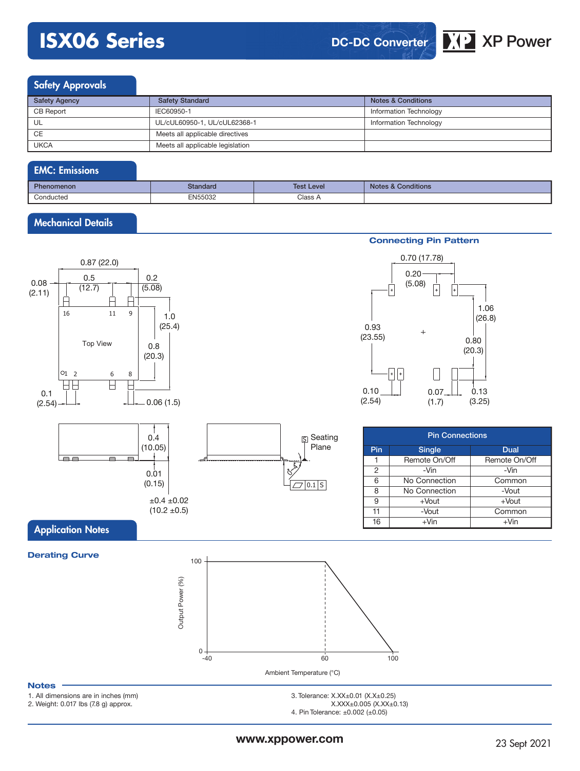# ISX06 Series

DC-DC Converter

XP Power

## Safety Approvals

| Safety Agency | Safety Standard | Notes & Conditions |
|---|---|---|
| CB Report | IEC60950-1 | Information Technology |
| UL | UL/cUL60950-1, UL/cUL62368-1 | Information Technology |
| CE | Meets all applicable directives | |
| UKCA | Meets all applicable legislation | |

## EMC: Emissions

| Phenomenon | Standard | Test Level | Notes & Conditions |
|---|---|---|---|
| Conducted | EN55032 | Class A | |

## Mechanical Details

0.87 (22.0)
0.08 (2.11)
0.5 (12.7)
0.2 (5.08)
16 11 9
1.0 (25.4)
Top View
0.8 (20.3)
1 2 6 8
0.1 (2.54)
0.06 (1.5)

0.4 (10.05)
0.01 (0.15)
±0.4 ±0.02 (10.2 ±0.5)

Seating Plane
0.1 S

### Connecting Pin Pattern

0.70 (17.78)
0.20 (5.08)
1.06 (26.8)
0.93 (23.55)
0.80 (20.3)
0.10 (2.54)
0.07 (1.7)
0.13 (3.25)

| Pin Connections | | |
|---|---|---|
| **Pin** | **Single** | **Dual** |
| 1 | Remote On/Off | Remote On/Off |
| 2 | -Vin | -Vin |
| 6 | No Connection | Common |
| 8 | No Connection | -Vout |
| 9 | +Vout | +Vout |
| 11 | -Vout | Common |
| 16 | +Vin | +Vin |

## Application Notes

### Derating Curve

Output Power (%)
100
0
-40
60
100
Ambient Temperature (°C)

### Notes

1. All dimensions are in inches (mm)
2. Weight: 0.017 lbs (7.8 g) approx.
3. Tolerance: X.XX±0.01 (X.X±0.25)
   X.XXX±0.005 (X.XX±0.13)
4. Pin Tolerance: ±0.002 (±0.05)

www.xppower.com

23 Sept 2021